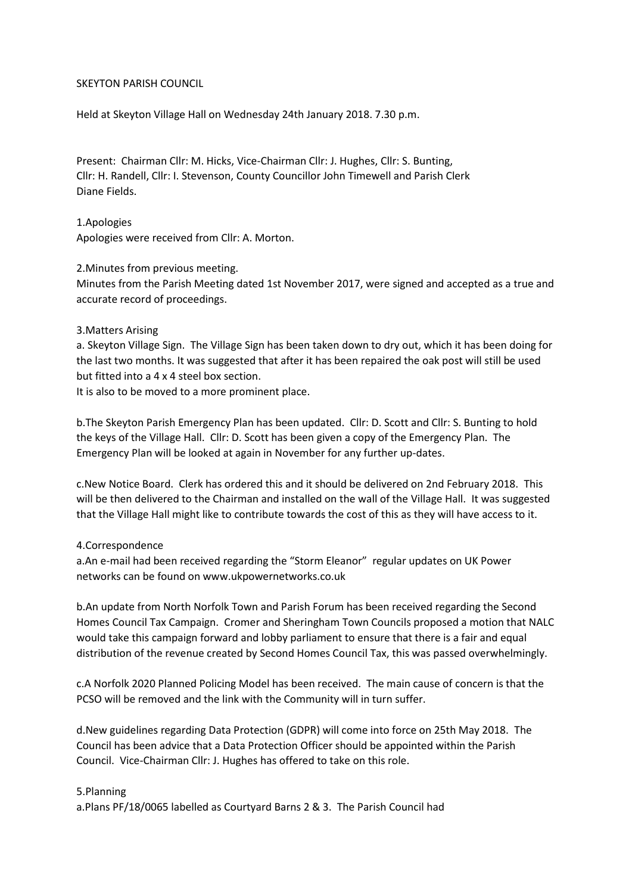SKEYTON PARISH COUNCIL

Held at Skeyton Village Hall on Wednesday 24th January 2018. 7.30 p.m.

Present: Chairman Cllr: M. Hicks, Vice-Chairman Cllr: J. Hughes, Cllr: S. Bunting, Cllr: H. Randell, Cllr: I. Stevenson, County Councillor John Timewell and Parish Clerk Diane Fields.

1.Apologies

Apologies were received from Cllr: A. Morton.

2.Minutes from previous meeting.

Minutes from the Parish Meeting dated 1st November 2017, were signed and accepted as a true and accurate record of proceedings.

3.Matters Arising

a. Skeyton Village Sign. The Village Sign has been taken down to dry out, which it has been doing for the last two months. It was suggested that after it has been repaired the oak post will still be used but fitted into a 4 x 4 steel box section.

It is also to be moved to a more prominent place.

b.The Skeyton Parish Emergency Plan has been updated. Cllr: D. Scott and Cllr: S. Bunting to hold the keys of the Village Hall. Cllr: D. Scott has been given a copy of the Emergency Plan. The Emergency Plan will be looked at again in November for any further up-dates.

c.New Notice Board. Clerk has ordered this and it should be delivered on 2nd February 2018. This will be then delivered to the Chairman and installed on the wall of the Village Hall. It was suggested that the Village Hall might like to contribute towards the cost of this as they will have access to it.

4.Correspondence

a.An e-mail had been received regarding the "Storm Eleanor" regular updates on UK Power networks can be found on www.ukpowernetworks.co.uk

b.An update from North Norfolk Town and Parish Forum has been received regarding the Second Homes Council Tax Campaign. Cromer and Sheringham Town Councils proposed a motion that NALC would take this campaign forward and lobby parliament to ensure that there is a fair and equal distribution of the revenue created by Second Homes Council Tax, this was passed overwhelmingly.

c.A Norfolk 2020 Planned Policing Model has been received. The main cause of concern is that the PCSO will be removed and the link with the Community will in turn suffer.

d.New guidelines regarding Data Protection (GDPR) will come into force on 25th May 2018. The Council has been advice that a Data Protection Officer should be appointed within the Parish Council. Vice-Chairman Cllr: J. Hughes has offered to take on this role.

5.Planning

a.Plans PF/18/0065 labelled as Courtyard Barns 2 & 3. The Parish Council had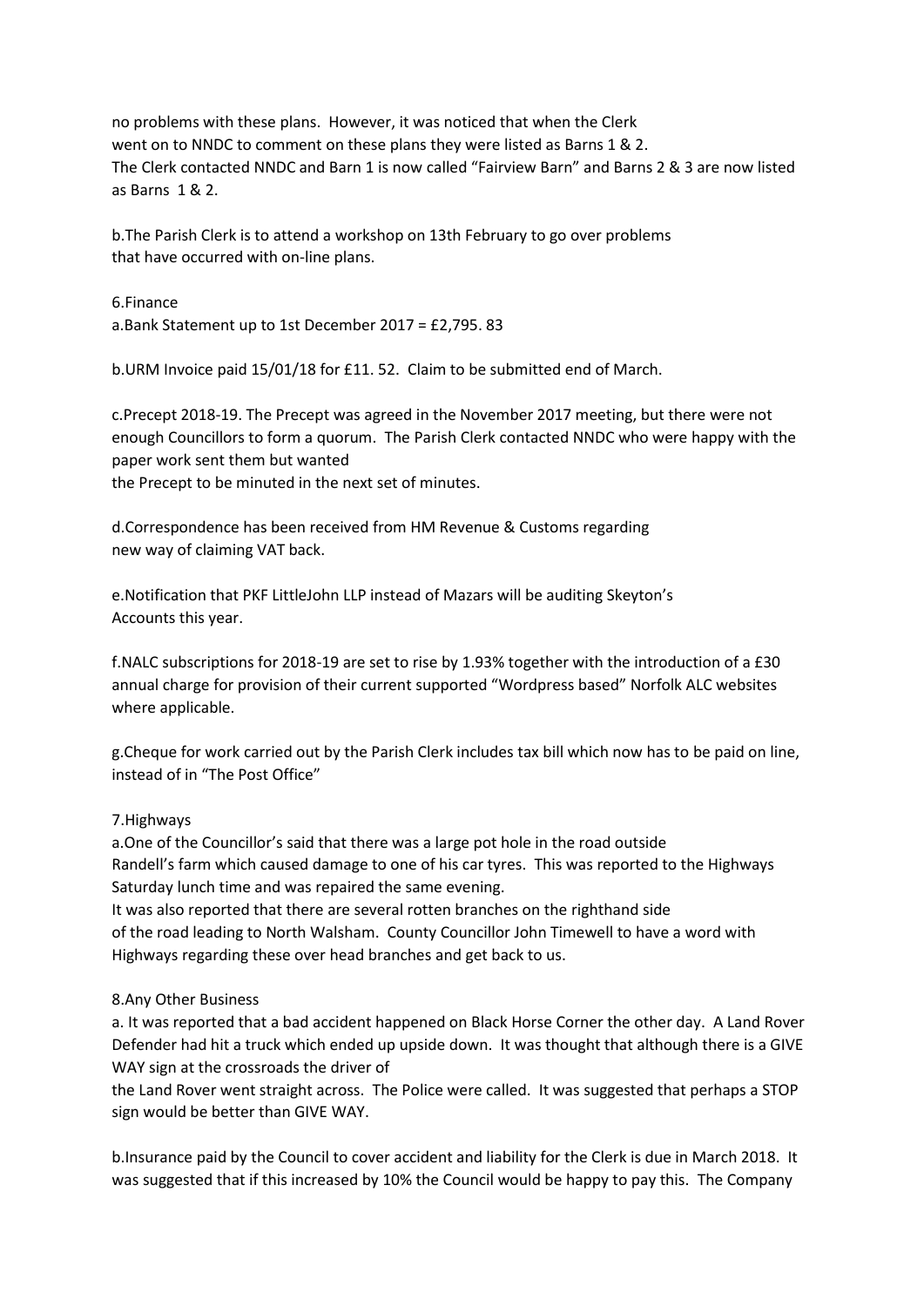no problems with these plans. However, it was noticed that when the Clerk went on to NNDC to comment on these plans they were listed as Barns 1 & 2. The Clerk contacted NNDC and Barn 1 is now called "Fairview Barn" and Barns 2 & 3 are now listed as Barns 1 & 2.

b.The Parish Clerk is to attend a workshop on 13th February to go over problems that have occurred with on-line plans.

6.Finance

a.Bank Statement up to 1st December 2017 = £2,795. 83

b.URM Invoice paid 15/01/18 for £11. 52. Claim to be submitted end of March.

c.Precept 2018-19. The Precept was agreed in the November 2017 meeting, but there were not enough Councillors to form a quorum. The Parish Clerk contacted NNDC who were happy with the paper work sent them but wanted the Precept to be minuted in the next set of minutes.

d.Correspondence has been received from HM Revenue & Customs regarding new way of claiming VAT back.

e.Notification that PKF LittleJohn LLP instead of Mazars will be auditing Skeyton's Accounts this year.

f.NALC subscriptions for 2018-19 are set to rise by 1.93% together with the introduction of a £30 annual charge for provision of their current supported "Wordpress based" Norfolk ALC websites where applicable.

g.Cheque for work carried out by the Parish Clerk includes tax bill which now has to be paid on line, instead of in "The Post Office"

7.Highways

a.One of the Councillor's said that there was a large pot hole in the road outside Randell's farm which caused damage to one of his car tyres. This was reported to the Highways Saturday lunch time and was repaired the same evening.

It was also reported that there are several rotten branches on the righthand side of the road leading to North Walsham. County Councillor John Timewell to have a word with Highways regarding these over head branches and get back to us.

8.Any Other Business

a. It was reported that a bad accident happened on Black Horse Corner the other day. A Land Rover Defender had hit a truck which ended up upside down. It was thought that although there is a GIVE WAY sign at the crossroads the driver of the Land Rover went straight across. The Police were called. It was suggested that perhaps a STOP sign would be better than GIVE WAY.

b.Insurance paid by the Council to cover accident and liability for the Clerk is due in March 2018. It was suggested that if this increased by 10% the Council would be happy to pay this. The Company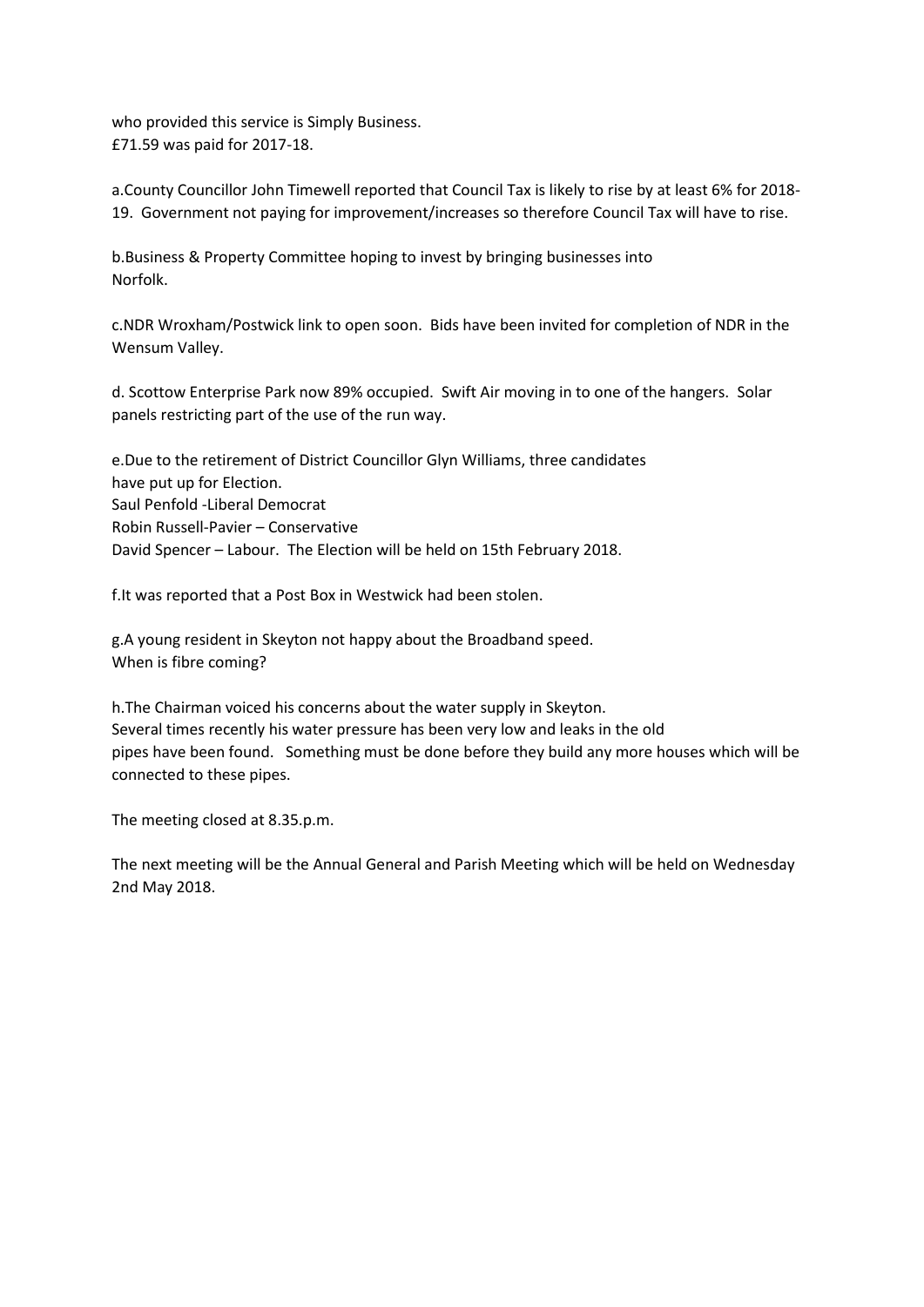who provided this service is Simply Business.
£71.59 was paid for 2017-18.

a.County Councillor John Timewell reported that Council Tax is likely to rise by at least 6% for 2018-19. Government not paying for improvement/increases so therefore Council Tax will have to rise.

b.Business & Property Committee hoping to invest by bringing businesses into Norfolk.

c.NDR Wroxham/Postwick link to open soon. Bids have been invited for completion of NDR in the Wensum Valley.

d. Scottow Enterprise Park now 89% occupied. Swift Air moving in to one of the hangers. Solar panels restricting part of the use of the run way.

e.Due to the retirement of District Councillor Glyn Williams, three candidates have put up for Election.
Saul Penfold -Liberal Democrat
Robin Russell-Pavier – Conservative
David Spencer – Labour. The Election will be held on 15th February 2018.

f.It was reported that a Post Box in Westwick had been stolen.

g.A young resident in Skeyton not happy about the Broadband speed.
When is fibre coming?

h.The Chairman voiced his concerns about the water supply in Skeyton.
Several times recently his water pressure has been very low and leaks in the old pipes have been found. Something must be done before they build any more houses which will be connected to these pipes.

The meeting closed at 8.35.p.m.

The next meeting will be the Annual General and Parish Meeting which will be held on Wednesday 2nd May 2018.